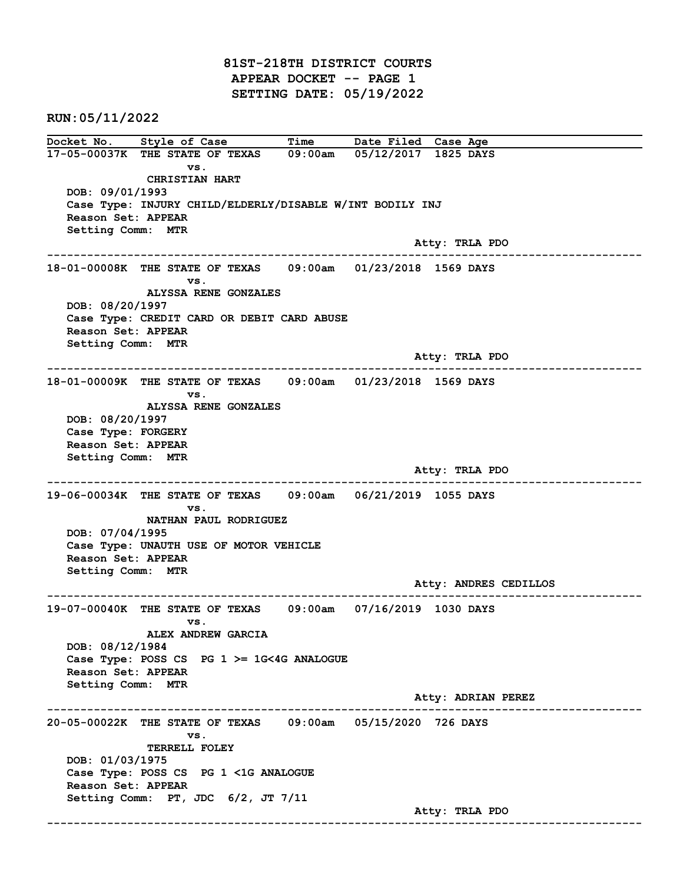# 81ST-218TH DISTRICT COURTS
## APPEAR DOCKET -- PAGE 1
## SETTING DATE: 05/19/2022

RUN:05/11/2022

| Docket No. | Style of Case | Time | Date Filed | Case Age |
|---|---|---|---|---|

---

**17-05-00037K** THE STATE OF TEXAS vs. CHRISTIAN HART — 09:00am — 05/12/2017 — 1825 DAYS

DOB: 09/01/1993
Case Type: INJURY CHILD/ELDERLY/DISABLE W/INT BODILY INJ
Reason Set: APPEAR
Setting Comm: MTR
Atty: TRLA PDO

---

**18-01-00008K** THE STATE OF TEXAS vs. ALYSSA RENE GONZALES — 09:00am — 01/23/2018 — 1569 DAYS

DOB: 08/20/1997
Case Type: CREDIT CARD OR DEBIT CARD ABUSE
Reason Set: APPEAR
Setting Comm: MTR
Atty: TRLA PDO

---

**18-01-00009K** THE STATE OF TEXAS vs. ALYSSA RENE GONZALES — 09:00am — 01/23/2018 — 1569 DAYS

DOB: 08/20/1997
Case Type: FORGERY
Reason Set: APPEAR
Setting Comm: MTR
Atty: TRLA PDO

---

**19-06-00034K** THE STATE OF TEXAS vs. NATHAN PAUL RODRIGUEZ — 09:00am — 06/21/2019 — 1055 DAYS

DOB: 07/04/1995
Case Type: UNAUTH USE OF MOTOR VEHICLE
Reason Set: APPEAR
Setting Comm: MTR
Atty: ANDRES CEDILLOS

---

**19-07-00040K** THE STATE OF TEXAS vs. ALEX ANDREW GARCIA — 09:00am — 07/16/2019 — 1030 DAYS

DOB: 08/12/1984
Case Type: POSS CS PG 1 >= 1G<4G ANALOGUE
Reason Set: APPEAR
Setting Comm: MTR
Atty: ADRIAN PEREZ

---

**20-05-00022K** THE STATE OF TEXAS vs. TERRELL FOLEY — 09:00am — 05/15/2020 — 726 DAYS

DOB: 01/03/1975
Case Type: POSS CS PG 1 <1G ANALOGUE
Reason Set: APPEAR
Setting Comm: PT, JDC 6/2, JT 7/11
Atty: TRLA PDO

---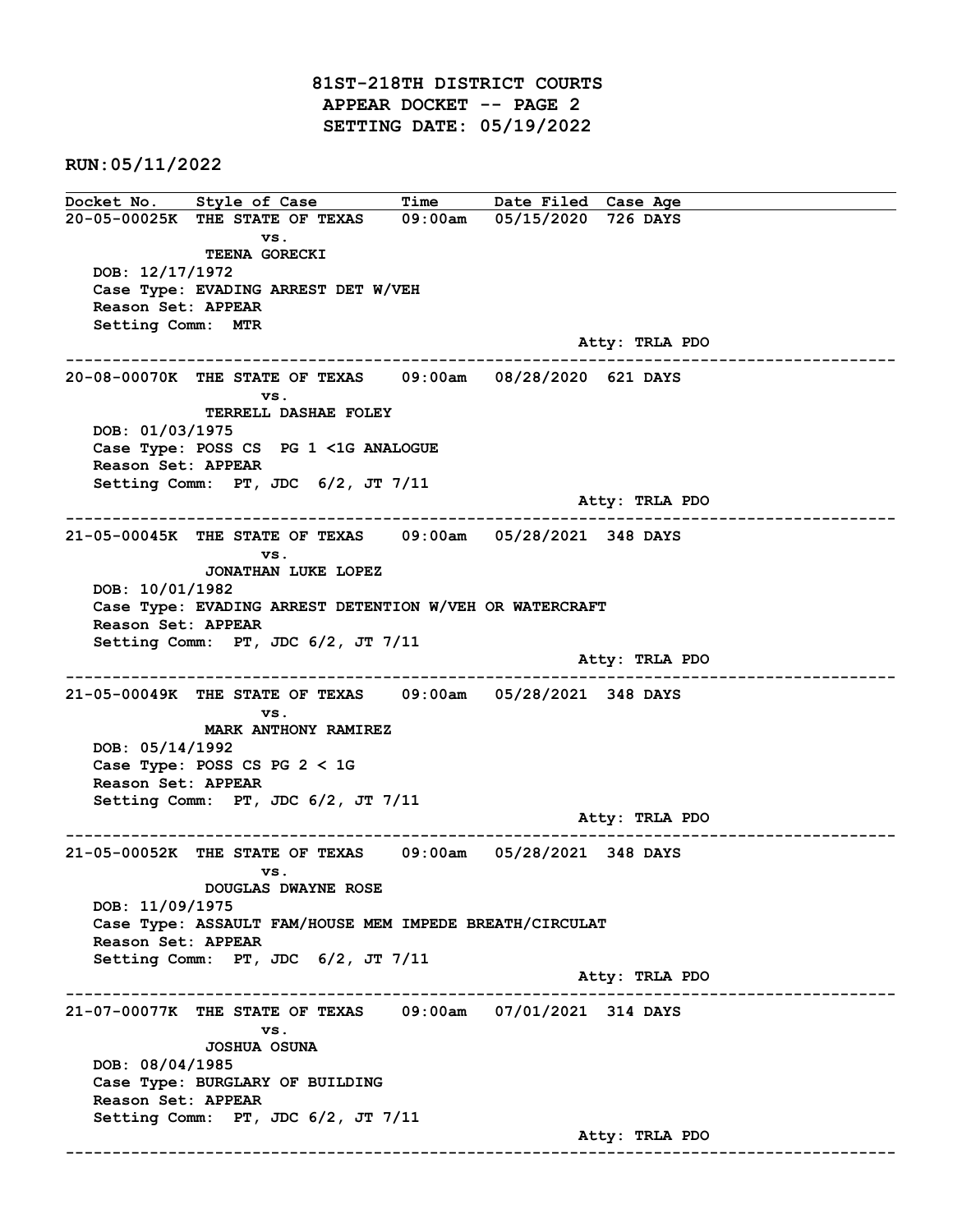# 81ST-218TH DISTRICT COURTS
## APPEAR DOCKET -- PAGE 2
## SETTING DATE: 05/19/2022

**RUN:05/11/2022**

| Docket No. | Style of Case | Time | Date Filed | Case Age |
|---|---|---|---|---|

**20-05-00025K** THE STATE OF TEXAS vs. TEENA GORECKI — 09:00am — 05/15/2020 — 726 DAYS
DOB: 12/17/1972
Case Type: EVADING ARREST DET W/VEH
Reason Set: APPEAR
Setting Comm: MTR
Atty: TRLA PDO

---

**20-08-00070K** THE STATE OF TEXAS vs. TERRELL DASHAE FOLEY — 09:00am — 08/28/2020 — 621 DAYS
DOB: 01/03/1975
Case Type: POSS CS PG 1 <1G ANALOGUE
Reason Set: APPEAR
Setting Comm: PT, JDC 6/2, JT 7/11
Atty: TRLA PDO

---

**21-05-00045K** THE STATE OF TEXAS vs. JONATHAN LUKE LOPEZ — 09:00am — 05/28/2021 — 348 DAYS
DOB: 10/01/1982
Case Type: EVADING ARREST DETENTION W/VEH OR WATERCRAFT
Reason Set: APPEAR
Setting Comm: PT, JDC 6/2, JT 7/11
Atty: TRLA PDO

---

**21-05-00049K** THE STATE OF TEXAS vs. MARK ANTHONY RAMIREZ — 09:00am — 05/28/2021 — 348 DAYS
DOB: 05/14/1992
Case Type: POSS CS PG 2 < 1G
Reason Set: APPEAR
Setting Comm: PT, JDC 6/2, JT 7/11
Atty: TRLA PDO

---

**21-05-00052K** THE STATE OF TEXAS vs. DOUGLAS DWAYNE ROSE — 09:00am — 05/28/2021 — 348 DAYS
DOB: 11/09/1975
Case Type: ASSAULT FAM/HOUSE MEM IMPEDE BREATH/CIRCULAT
Reason Set: APPEAR
Setting Comm: PT, JDC 6/2, JT 7/11
Atty: TRLA PDO

---

**21-07-00077K** THE STATE OF TEXAS vs. JOSHUA OSUNA — 09:00am — 07/01/2021 — 314 DAYS
DOB: 08/04/1985
Case Type: BURGLARY OF BUILDING
Reason Set: APPEAR
Setting Comm: PT, JDC 6/2, JT 7/11
Atty: TRLA PDO

---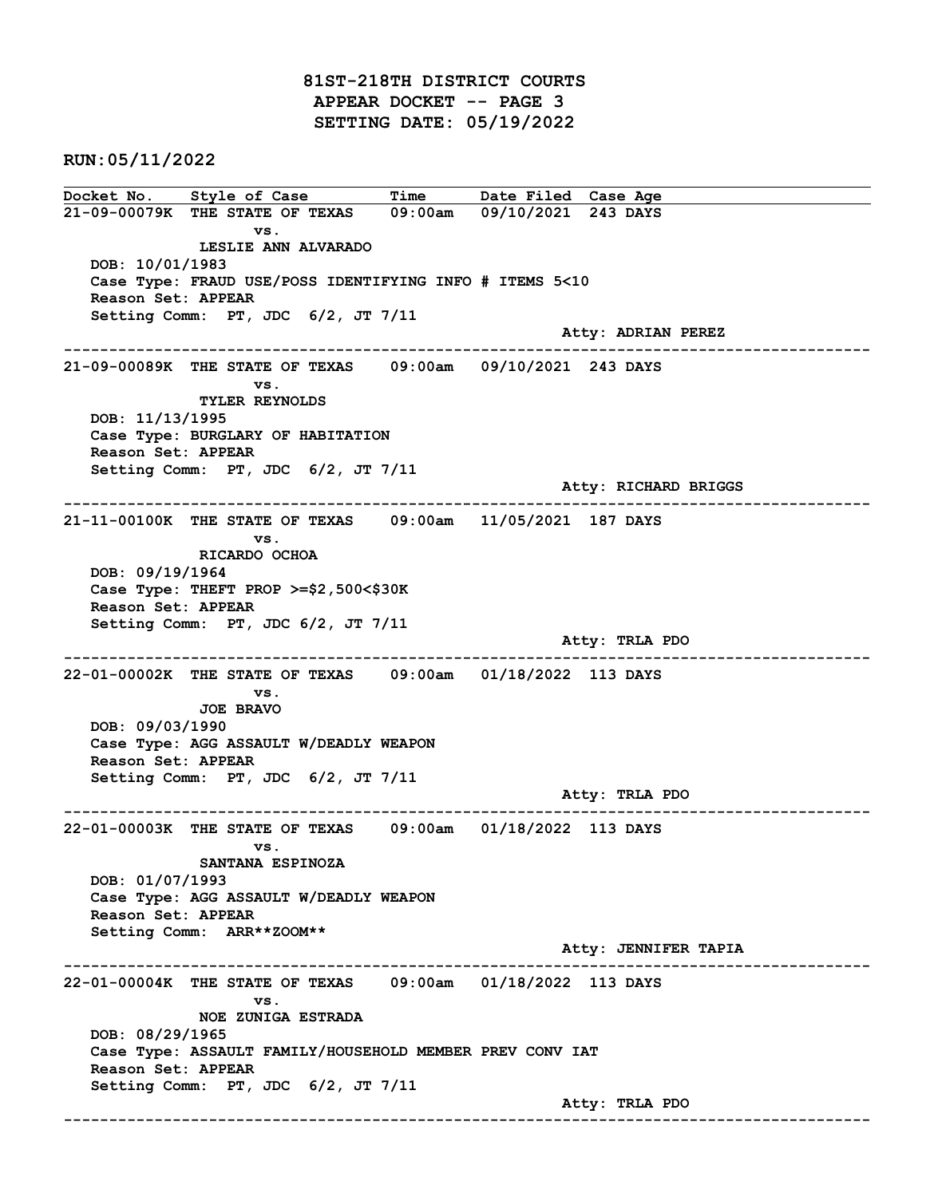# 81ST-218TH DISTRICT COURTS
## APPEAR DOCKET -- PAGE 3
## SETTING DATE: 05/19/2022

**RUN:05/11/2022**

| Docket No. | Style of Case | Time | Date Filed | Case Age |
|---|---|---|---|---|

**21-09-00079K** THE STATE OF TEXAS vs. LESLIE ANN ALVARADO — 09:00am — 09/10/2021 — 243 DAYS
DOB: 10/01/1983
Case Type: FRAUD USE/POSS IDENTIFYING INFO # ITEMS 5<10
Reason Set: APPEAR
Setting Comm: PT, JDC 6/2, JT 7/11
Atty: ADRIAN PEREZ

---

**21-09-00089K** THE STATE OF TEXAS vs. TYLER REYNOLDS — 09:00am — 09/10/2021 — 243 DAYS
DOB: 11/13/1995
Case Type: BURGLARY OF HABITATION
Reason Set: APPEAR
Setting Comm: PT, JDC 6/2, JT 7/11
Atty: RICHARD BRIGGS

---

**21-11-00100K** THE STATE OF TEXAS vs. RICARDO OCHOA — 09:00am — 11/05/2021 — 187 DAYS
DOB: 09/19/1964
Case Type: THEFT PROP >=$2,500<$30K
Reason Set: APPEAR
Setting Comm: PT, JDC 6/2, JT 7/11
Atty: TRLA PDO

---

**22-01-00002K** THE STATE OF TEXAS vs. JOE BRAVO — 09:00am — 01/18/2022 — 113 DAYS
DOB: 09/03/1990
Case Type: AGG ASSAULT W/DEADLY WEAPON
Reason Set: APPEAR
Setting Comm: PT, JDC 6/2, JT 7/11
Atty: TRLA PDO

---

**22-01-00003K** THE STATE OF TEXAS vs. SANTANA ESPINOZA — 09:00am — 01/18/2022 — 113 DAYS
DOB: 01/07/1993
Case Type: AGG ASSAULT W/DEADLY WEAPON
Reason Set: APPEAR
Setting Comm: ARR**ZOOM**
Atty: JENNIFER TAPIA

---

**22-01-00004K** THE STATE OF TEXAS vs. NOE ZUNIGA ESTRADA — 09:00am — 01/18/2022 — 113 DAYS
DOB: 08/29/1965
Case Type: ASSAULT FAMILY/HOUSEHOLD MEMBER PREV CONV IAT
Reason Set: APPEAR
Setting Comm: PT, JDC 6/2, JT 7/11
Atty: TRLA PDO

---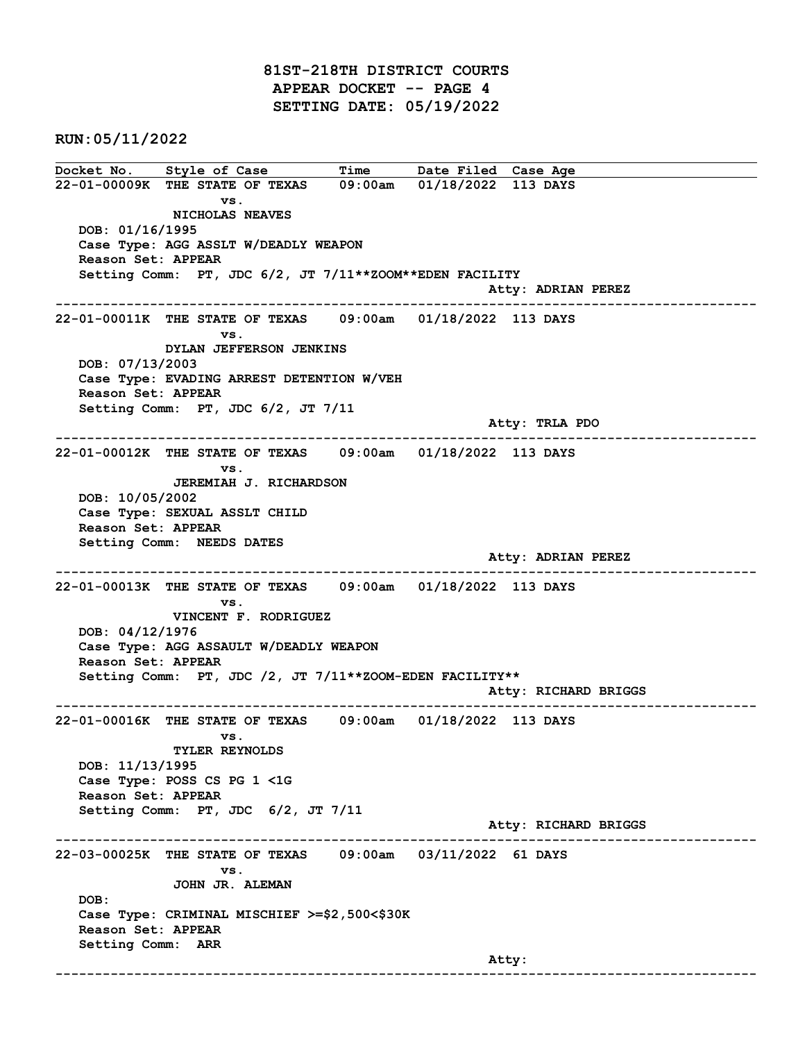# 81ST-218TH DISTRICT COURTS
## APPEAR DOCKET -- PAGE 4
## SETTING DATE: 05/19/2022

**RUN:05/11/2022**

| Docket No. | Style of Case | Time | Date Filed | Case Age |
|---|---|---|---|---|

**22-01-00009K** THE STATE OF TEXAS 09:00am 01/18/2022 113 DAYS
vs.
NICHOLAS NEAVES
DOB: 01/16/1995
Case Type: AGG ASSLT W/DEADLY WEAPON
Reason Set: APPEAR
Setting Comm: PT, JDC 6/2, JT 7/11**ZOOM**EDEN FACILITY
Atty: ADRIAN PEREZ

---

**22-01-00011K** THE STATE OF TEXAS 09:00am 01/18/2022 113 DAYS
vs.
DYLAN JEFFERSON JENKINS
DOB: 07/13/2003
Case Type: EVADING ARREST DETENTION W/VEH
Reason Set: APPEAR
Setting Comm: PT, JDC 6/2, JT 7/11
Atty: TRLA PDO

---

**22-01-00012K** THE STATE OF TEXAS 09:00am 01/18/2022 113 DAYS
vs.
JEREMIAH J. RICHARDSON
DOB: 10/05/2002
Case Type: SEXUAL ASSLT CHILD
Reason Set: APPEAR
Setting Comm: NEEDS DATES
Atty: ADRIAN PEREZ

---

**22-01-00013K** THE STATE OF TEXAS 09:00am 01/18/2022 113 DAYS
vs.
VINCENT F. RODRIGUEZ
DOB: 04/12/1976
Case Type: AGG ASSAULT W/DEADLY WEAPON
Reason Set: APPEAR
Setting Comm: PT, JDC /2, JT 7/11**ZOOM-EDEN FACILITY**
Atty: RICHARD BRIGGS

---

**22-01-00016K** THE STATE OF TEXAS 09:00am 01/18/2022 113 DAYS
vs.
TYLER REYNOLDS
DOB: 11/13/1995
Case Type: POSS CS PG 1 <1G
Reason Set: APPEAR
Setting Comm: PT, JDC 6/2, JT 7/11
Atty: RICHARD BRIGGS

---

**22-03-00025K** THE STATE OF TEXAS 09:00am 03/11/2022 61 DAYS
vs.
JOHN JR. ALEMAN
DOB:
Case Type: CRIMINAL MISCHIEF >=$2,500<$30K
Reason Set: APPEAR
Setting Comm: ARR
Atty:

---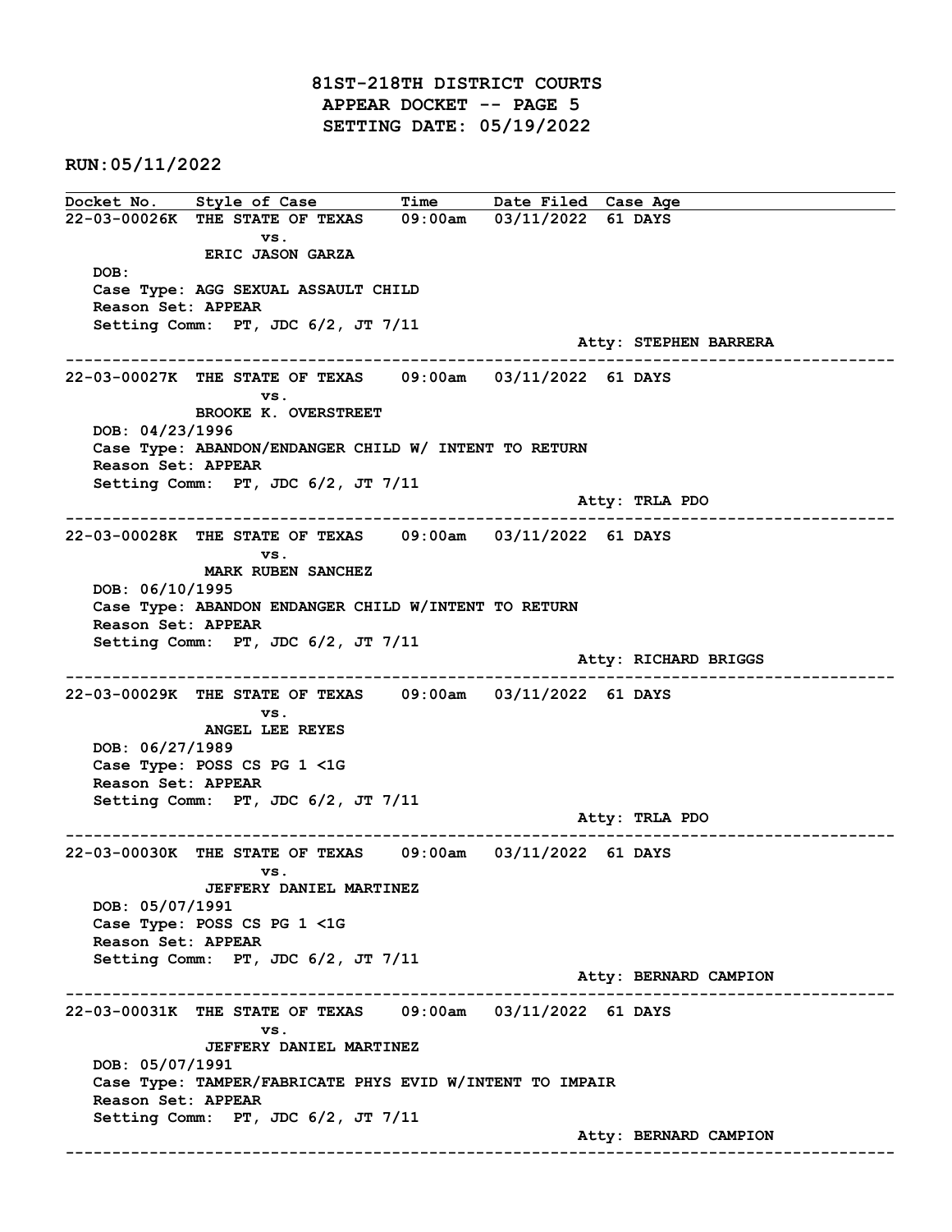# 81ST-218TH DISTRICT COURTS
## APPEAR DOCKET -- PAGE 5
## SETTING DATE: 05/19/2022

**RUN:05/11/2022**

| Docket No. | Style of Case | Time | Date Filed | Case Age |
|---|---|---|---|---|

**22-03-00026K** THE STATE OF TEXAS vs. ERIC JASON GARZA — 09:00am — 03/11/2022 — 61 DAYS

DOB:
Case Type: AGG SEXUAL ASSAULT CHILD
Reason Set: APPEAR
Setting Comm: PT, JDC 6/2, JT 7/11
Atty: STEPHEN BARRERA

---

**22-03-00027K** THE STATE OF TEXAS vs. BROOKE K. OVERSTREET — 09:00am — 03/11/2022 — 61 DAYS

DOB: 04/23/1996
Case Type: ABANDON/ENDANGER CHILD W/ INTENT TO RETURN
Reason Set: APPEAR
Setting Comm: PT, JDC 6/2, JT 7/11
Atty: TRLA PDO

---

**22-03-00028K** THE STATE OF TEXAS vs. MARK RUBEN SANCHEZ — 09:00am — 03/11/2022 — 61 DAYS

DOB: 06/10/1995
Case Type: ABANDON ENDANGER CHILD W/INTENT TO RETURN
Reason Set: APPEAR
Setting Comm: PT, JDC 6/2, JT 7/11
Atty: RICHARD BRIGGS

---

**22-03-00029K** THE STATE OF TEXAS vs. ANGEL LEE REYES — 09:00am — 03/11/2022 — 61 DAYS

DOB: 06/27/1989
Case Type: POSS CS PG 1 <1G
Reason Set: APPEAR
Setting Comm: PT, JDC 6/2, JT 7/11
Atty: TRLA PDO

---

**22-03-00030K** THE STATE OF TEXAS vs. JEFFERY DANIEL MARTINEZ — 09:00am — 03/11/2022 — 61 DAYS

DOB: 05/07/1991
Case Type: POSS CS PG 1 <1G
Reason Set: APPEAR
Setting Comm: PT, JDC 6/2, JT 7/11
Atty: BERNARD CAMPION

---

**22-03-00031K** THE STATE OF TEXAS vs. JEFFERY DANIEL MARTINEZ — 09:00am — 03/11/2022 — 61 DAYS

DOB: 05/07/1991
Case Type: TAMPER/FABRICATE PHYS EVID W/INTENT TO IMPAIR
Reason Set: APPEAR
Setting Comm: PT, JDC 6/2, JT 7/11
Atty: BERNARD CAMPION

---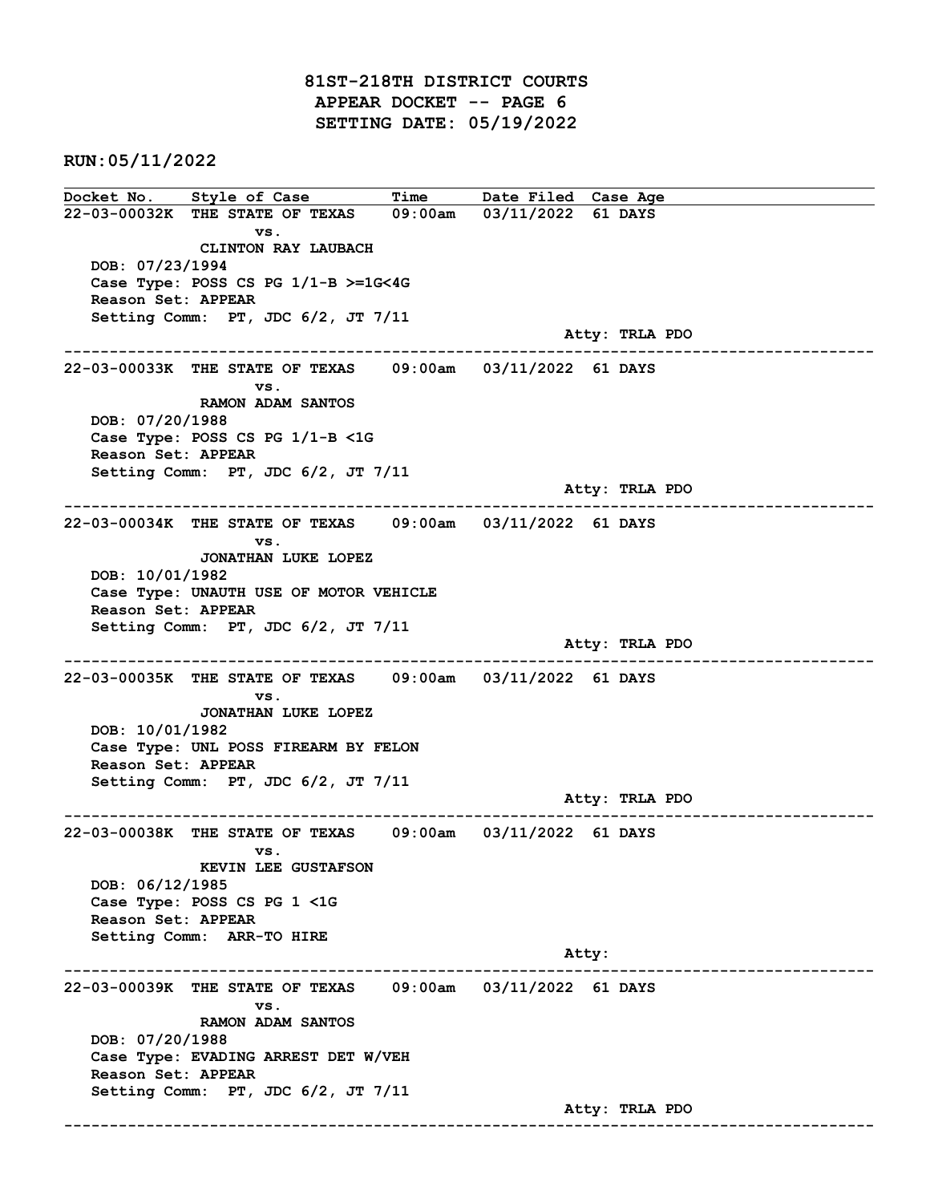# 81ST-218TH DISTRICT COURTS
## APPEAR DOCKET -- PAGE 6
## SETTING DATE: 05/19/2022

**RUN:05/11/2022**

| Docket No. | Style of Case | Time | Date Filed | Case Age |
|---|---|---|---|---|

**22-03-00032K** THE STATE OF TEXAS vs. CLINTON RAY LAUBACH — 09:00am — 03/11/2022 — 61 DAYS
DOB: 07/23/1994
Case Type: POSS CS PG 1/1-B >=1G<4G
Reason Set: APPEAR
Setting Comm: PT, JDC 6/2, JT 7/11
Atty: TRLA PDO

---

**22-03-00033K** THE STATE OF TEXAS vs. RAMON ADAM SANTOS — 09:00am — 03/11/2022 — 61 DAYS
DOB: 07/20/1988
Case Type: POSS CS PG 1/1-B <1G
Reason Set: APPEAR
Setting Comm: PT, JDC 6/2, JT 7/11
Atty: TRLA PDO

---

**22-03-00034K** THE STATE OF TEXAS vs. JONATHAN LUKE LOPEZ — 09:00am — 03/11/2022 — 61 DAYS
DOB: 10/01/1982
Case Type: UNAUTH USE OF MOTOR VEHICLE
Reason Set: APPEAR
Setting Comm: PT, JDC 6/2, JT 7/11
Atty: TRLA PDO

---

**22-03-00035K** THE STATE OF TEXAS vs. JONATHAN LUKE LOPEZ — 09:00am — 03/11/2022 — 61 DAYS
DOB: 10/01/1982
Case Type: UNL POSS FIREARM BY FELON
Reason Set: APPEAR
Setting Comm: PT, JDC 6/2, JT 7/11
Atty: TRLA PDO

---

**22-03-00038K** THE STATE OF TEXAS vs. KEVIN LEE GUSTAFSON — 09:00am — 03/11/2022 — 61 DAYS
DOB: 06/12/1985
Case Type: POSS CS PG 1 <1G
Reason Set: APPEAR
Setting Comm: ARR-TO HIRE
Atty:

---

**22-03-00039K** THE STATE OF TEXAS vs. RAMON ADAM SANTOS — 09:00am — 03/11/2022 — 61 DAYS
DOB: 07/20/1988
Case Type: EVADING ARREST DET W/VEH
Reason Set: APPEAR
Setting Comm: PT, JDC 6/2, JT 7/11
Atty: TRLA PDO

---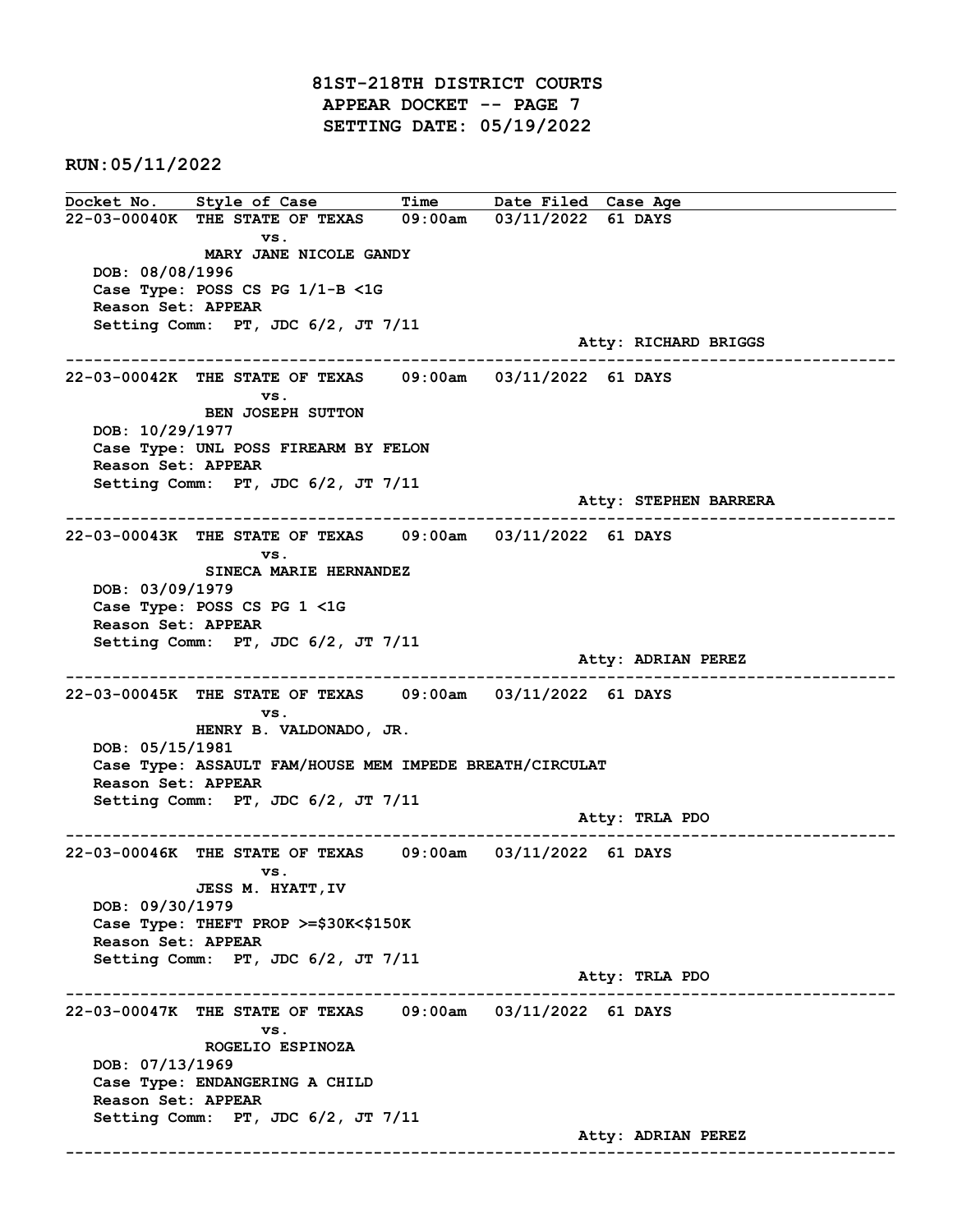# 81ST-218TH DISTRICT COURTS
## APPEAR DOCKET -- PAGE 7
## SETTING DATE: 05/19/2022

**RUN:05/11/2022**

| Docket No. | Style of Case | Time | Date Filed | Case Age |
|---|---|---|---|---|

**22-03-00040K** THE STATE OF TEXAS 09:00am 03/11/2022 61 DAYS
vs.
MARY JANE NICOLE GANDY
DOB: 08/08/1996
Case Type: POSS CS PG 1/1-B <1G
Reason Set: APPEAR
Setting Comm: PT, JDC 6/2, JT 7/11
Atty: RICHARD BRIGGS

---

**22-03-00042K** THE STATE OF TEXAS 09:00am 03/11/2022 61 DAYS
vs.
BEN JOSEPH SUTTON
DOB: 10/29/1977
Case Type: UNL POSS FIREARM BY FELON
Reason Set: APPEAR
Setting Comm: PT, JDC 6/2, JT 7/11
Atty: STEPHEN BARRERA

---

**22-03-00043K** THE STATE OF TEXAS 09:00am 03/11/2022 61 DAYS
vs.
SINECA MARIE HERNANDEZ
DOB: 03/09/1979
Case Type: POSS CS PG 1 <1G
Reason Set: APPEAR
Setting Comm: PT, JDC 6/2, JT 7/11
Atty: ADRIAN PEREZ

---

**22-03-00045K** THE STATE OF TEXAS 09:00am 03/11/2022 61 DAYS
vs.
HENRY B. VALDONADO, JR.
DOB: 05/15/1981
Case Type: ASSAULT FAM/HOUSE MEM IMPEDE BREATH/CIRCULAT
Reason Set: APPEAR
Setting Comm: PT, JDC 6/2, JT 7/11
Atty: TRLA PDO

---

**22-03-00046K** THE STATE OF TEXAS 09:00am 03/11/2022 61 DAYS
vs.
JESS M. HYATT,IV
DOB: 09/30/1979
Case Type: THEFT PROP >=$30K<$150K
Reason Set: APPEAR
Setting Comm: PT, JDC 6/2, JT 7/11
Atty: TRLA PDO

---

**22-03-00047K** THE STATE OF TEXAS 09:00am 03/11/2022 61 DAYS
vs.
ROGELIO ESPINOZA
DOB: 07/13/1969
Case Type: ENDANGERING A CHILD
Reason Set: APPEAR
Setting Comm: PT, JDC 6/2, JT 7/11
Atty: ADRIAN PEREZ

---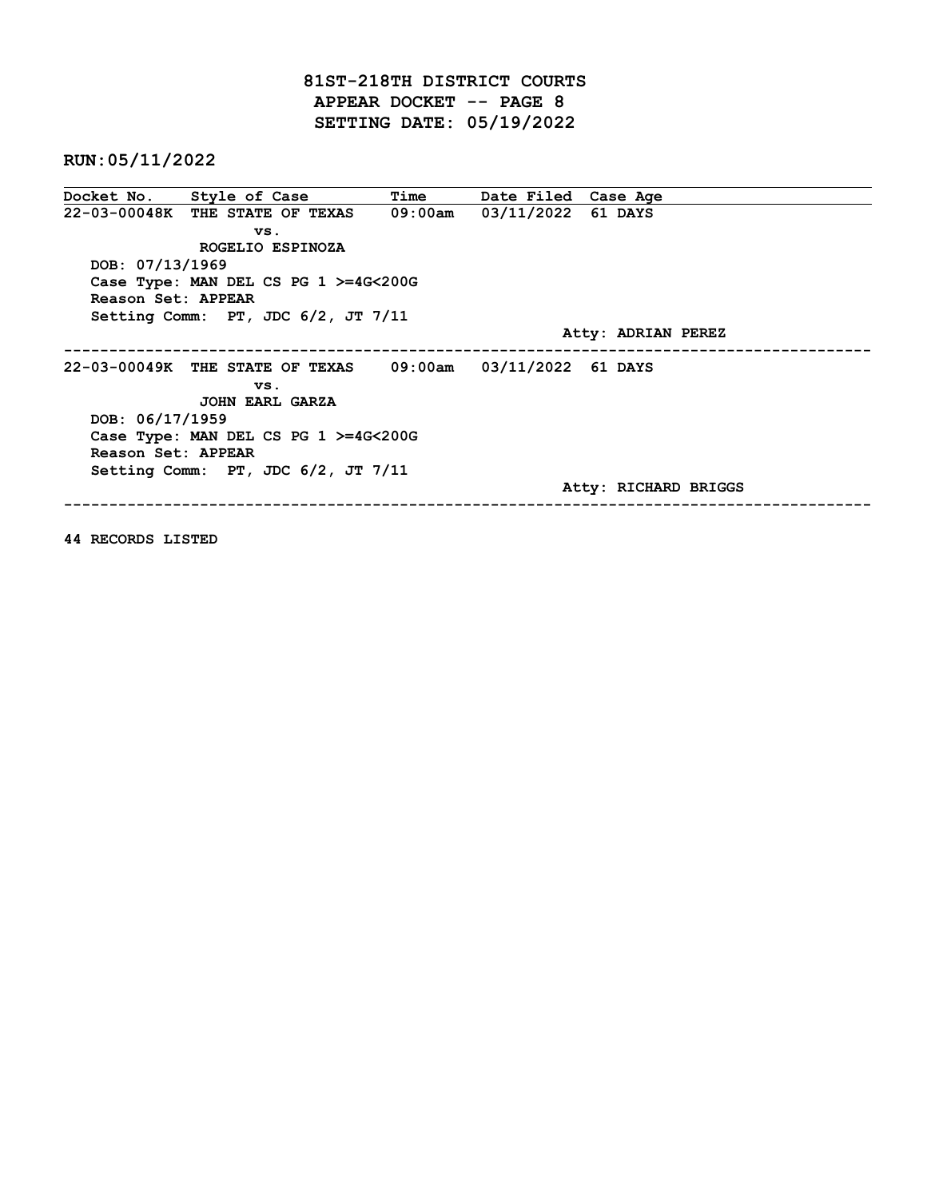# 81ST-218TH DISTRICT COURTS
## APPEAR DOCKET -- PAGE 8
## SETTING DATE: 05/19/2022

**RUN:05/11/2022**

| Docket No. | Style of Case | Time | Date Filed | Case Age |
|---|---|---|---|---|
| 22-03-00048K | THE STATE OF TEXAS vs. ROGELIO ESPINOZA | 09:00am | 03/11/2022 | 61 DAYS |

DOB: 07/13/1969
Case Type: MAN DEL CS PG 1 >=4G<200G
Reason Set: APPEAR
Setting Comm: PT, JDC 6/2, JT 7/11
Atty: ADRIAN PEREZ

---

| Docket No. | Style of Case | Time | Date Filed | Case Age |
|---|---|---|---|---|
| 22-03-00049K | THE STATE OF TEXAS vs. JOHN EARL GARZA | 09:00am | 03/11/2022 | 61 DAYS |

DOB: 06/17/1959
Case Type: MAN DEL CS PG 1 >=4G<200G
Reason Set: APPEAR
Setting Comm: PT, JDC 6/2, JT 7/11
Atty: RICHARD BRIGGS

---

44 RECORDS LISTED